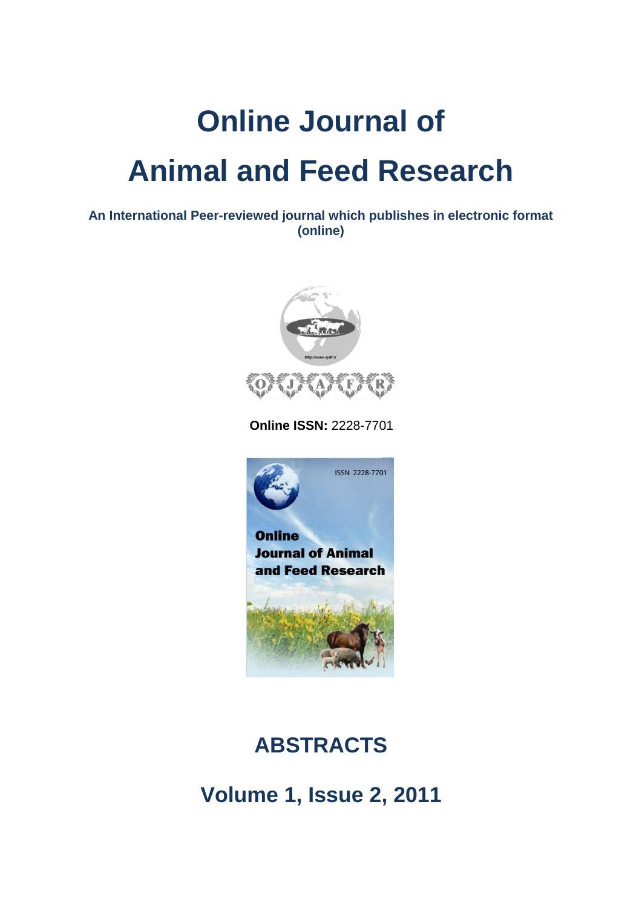# Online Journal of Animal and Feed Research

**An International Peer-reviewed journal which publishes in electronic format (online)**

**Online ISSN:** 2228-7701

## ABSTRACTS

## Volume 1, Issue 2, 2011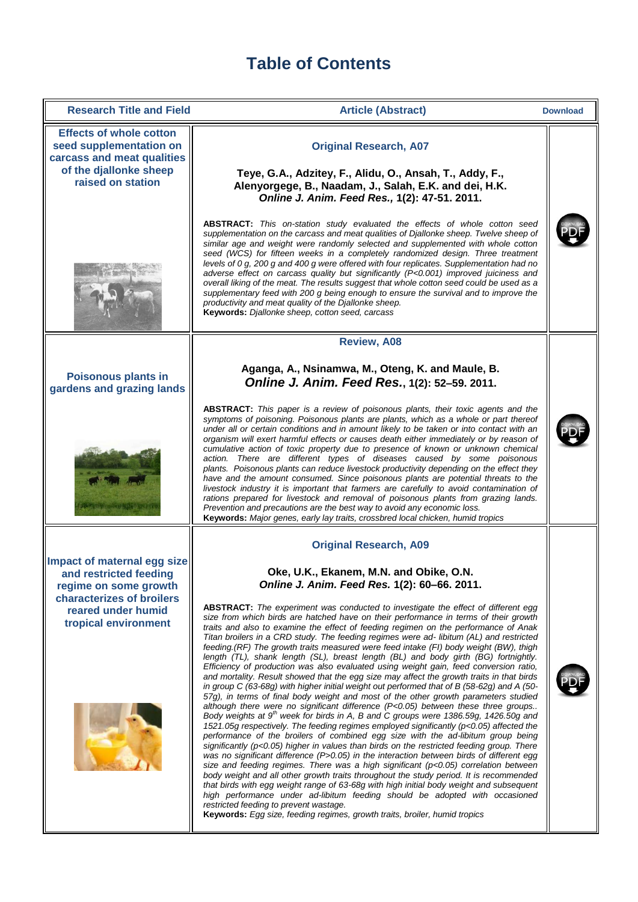# Table of Contents

| Research Title and Field | Article (Abstract) | Download |
|---|---|---|
| **Effects of whole cotton seed supplementation on carcass and meat qualities of the djallonke sheep raised on station** | **Original Research, A07**<br><br>**Teye, G.A., Adzitey, F., Alidu, O., Ansah, T., Addy, F., Alenyorgege, B., Naadam, J., Salah, E.K. and dei, H.K.**<br>***Online J. Anim. Feed Res.,* 1(2): 47-51. 2011.**<br><br>**ABSTRACT:** *This on-station study evaluated the effects of whole cotton seed supplementation on the carcass and meat qualities of Djallonke sheep. Twelve sheep of similar age and weight were randomly selected and supplemented with whole cotton seed (WCS) for fifteen weeks in a completely randomized design. Three treatment levels of 0 g, 200 g and 400 g were offered with four replicates. Supplementation had no adverse effect on carcass quality but significantly (P<0.001) improved juiciness and overall liking of the meat. The results suggest that whole cotton seed could be used as a supplementary feed with 200 g being enough to ensure the survival and to improve the productivity and meat quality of the Djallonke sheep.*<br>**Keywords:** *Djallonke sheep, cotton seed, carcass* | |
| **Poisonous plants in gardens and grazing lands** | **Review, A08**<br><br>**Aganga, A., Nsinamwa, M., Oteng, K. and Maule, B.**<br>***Online J. Anim. Feed Res.*, 1(2): 52–59. 2011.**<br><br>**ABSTRACT:** *This paper is a review of poisonous plants, their toxic agents and the symptoms of poisoning. Poisonous plants are plants, which as a whole or part thereof under all or certain conditions and in amount likely to be taken or into contact with an organism will exert harmful effects or causes death either immediately or by reason of cumulative action of toxic property due to presence of known or unknown chemical action. There are different types of diseases caused by some poisonous plants. Poisonous plants can reduce livestock productivity depending on the effect they have and the amount consumed. Since poisonous plants are potential threats to the livestock industry it is important that farmers are carefully to avoid contamination of rations prepared for livestock and removal of poisonous plants from grazing lands. Prevention and precautions are the best way to avoid any economic loss.*<br>**Keywords:** *Major genes, early lay traits, crossbred local chicken, humid tropics* | |
| **Impact of maternal egg size and restricted feeding regime on some growth characterizes of broilers reared under humid tropical environment** | **Original Research, A09**<br><br>**Oke, U.K., Ekanem, M.N. and Obike, O.N.**<br>***Online J. Anim. Feed Res.* 1(2): 60–66. 2011.**<br><br>**ABSTRACT:** *The experiment was conducted to investigate the effect of different egg size from which birds are hatched have on their performance in terms of their growth traits and also to examine the effect of feeding regimen on the performance of Anak Titan broilers in a CRD study. The feeding regimes were ad- libitum (AL) and restricted feeding.(RF) The growth traits measured were feed intake (FI) body weight (BW), thigh length (TL), shank length (SL), breast length (BL) and body girth (BG) fortnightly. Efficiency of production was also evaluated using weight gain, feed conversion ratio, and mortality. Result showed that the egg size may affect the growth traits in that birds in group C (63-68g) with higher initial weight out performed that of B (58-62g) and A (50-57g), in terms of final body weight and most of the other growth parameters studied although there were no significant difference (P<0.05) between these three groups.. Body weights at 9th week for birds in A, B and C groups were 1386.59g, 1426.50g and 1521.05g respectively. The feeding regimes employed significantly (p<0.05) affected the performance of the broilers of combined egg size with the ad-libitum group being significantly (p<0.05) higher in values than birds on the restricted feeding group. There was no significant difference (P>0.05) in the interaction between birds of different egg size and feeding regimes. There was a high significant (p<0.05) correlation between body weight and all other growth traits throughout the study period. It is recommended that birds with egg weight range of 63-68g with high initial body weight and subsequent high performance under ad-libitum feeding should be adopted with occasioned restricted feeding to prevent wastage.*<br>**Keywords:** *Egg size, feeding regimes, growth traits, broiler, humid tropics* | |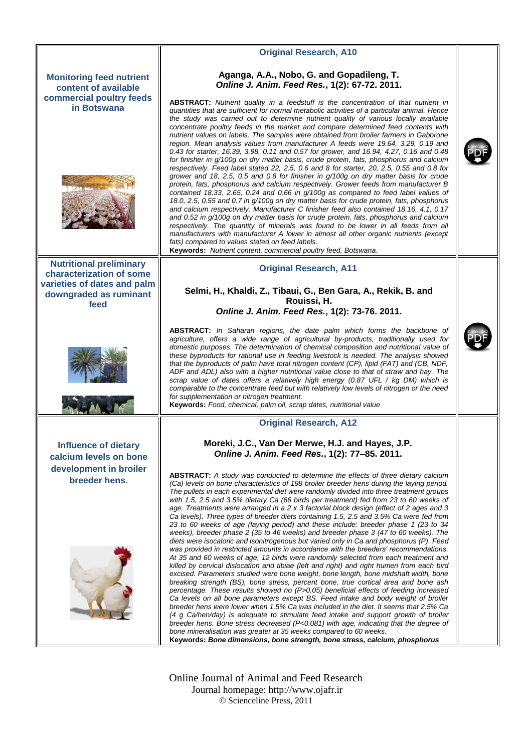## Original Research, A10

### Monitoring feed nutrient content of available commercial poultry feeds in Botswana

**Aganga, A.A., Nobo, G. and Gopadileng, T.**
***Online J. Anim. Feed Res.*, 1(2): 67-72. 2011.**

**ABSTRACT:** *Nutrient quality in a feedstuff is the concentration of that nutrient in quantities that are sufficient for normal metabolic activities of a particular animal. Hence the study was carried out to determine nutrient quality of various locally available concentrate poultry feeds in the market and compare determined feed contents with nutrient values on labels. The samples were obtained from broiler farmers in Gaborone region. Mean analysis values from manufacturer A feeds were 19.64, 3.29, 0.19 and 0.43 for starter, 16.39, 3.98, 0.11 and 0.57 for grower, and 16.94, 4.27, 0.16 and 0.48 for finisher in g/100g on dry matter basis, crude protein, fats, phosphorus and calcium respectively. Feed label stated 22, 2.5, 0.6 and 8 for starter, 20, 2.5, 0.55 and 0.8 for grower and 18, 2.5, 0.5 and 0.8 for finisher in g/100g on dry matter basis for crude protein, fats, phosphorus and calcium respectively. Grower feeds from manufacturer B contained 18.33, 2.65, 0.24 and 0.66 in g/100g as compared to feed label values of 18.0, 2.5, 0.55 and 0.7 in g/100g on dry matter basis for crude protein, fats, phosphorus and calcium respectively. Manufacturer C finisher feed also contained 18.16, 4.1, 0.17 and 0.52 in g/100g on dry matter basis for crude protein, fats, phosphorus and calcium respectively. The quantity of minerals was found to be lower in all feeds from all manufacturers with manufacturer A lower in almost all other organic nutrients (except fats) compared to values stated on feed labels.*

**Keywords:** *Nutrient content, commercial poultry feed, Botswana*.

## Original Research, A11

### Nutritional preliminary characterization of some varieties of dates and palm downgraded as ruminant feed

**Selmi, H., Khaldi, Z., Tibaui, G., Ben Gara, A., Rekik, B. and Rouissi, H.**
***Online J. Anim. Feed Res.*, 1(2): 73-76. 2011.**

**ABSTRACT:** *In Saharan regions, the date palm which forms the backbone of agriculture, offers a wide range of agricultural by-products, traditionally used for domestic purposes. The determination of chemical composition and nutritional value of these byproducts for rational use in feeding livestock is needed. The analysis showed that the byproducts of palm have total nitrogen content (CP), lipid (FAT) and (CB, NDF, ADF and ADL) also with a higher nutritional value close to that of straw and hay. The scrap value of dates offers a relatively high energy (0.87 UFL / kg DM) which is comparable to the concentrate feed but with relatively low levels of nitrogen or the need for supplementation or nitrogen treatment.*

**Keywords:** *Food, chemical, palm oil, scrap dates, nutritional value*

## Original Research, A12

### Influence of dietary calcium levels on bone development in broiler breeder hens.

**Moreki, J.C., Van Der Merwe, H.J. and Hayes, J.P.**
***Online J. Anim. Feed Res.*, 1(2): 77–85. 2011.**

**ABSTRACT:** *A study was conducted to determine the effects of three dietary calcium (Ca) levels on bone characteristics of 198 broiler breeder hens during the laying period. The pullets in each experimental diet were randomly divided into three treatment groups with 1.5, 2.5 and 3.5% dietary Ca (66 birds per treatment) fed from 23 to 60 weeks of age. Treatments were arranged in a 2 x 3 factorial block design (effect of 2 ages and 3 Ca levels). Three types of breeder diets containing 1.5, 2.5 and 3.5% Ca were fed from 23 to 60 weeks of age (laying period) and these include: breeder phase 1 (23 to 34 weeks), breeder phase 2 (35 to 46 weeks) and breeder phase 3 (47 to 60 weeks). The diets were isocaloric and isonitrogenous but varied only in Ca and phosphorus (P). Feed was provided in restricted amounts in accordance with the breeders' recommendations. At 35 and 60 weeks of age, 12 birds were randomly selected from each treatment and killed by cervical dislocation and tibiae (left and right) and right humeri from each bird excised. Parameters studied were bone weight, bone length, bone midshaft width, bone breaking strength (BS), bone stress, percent bone, true cortical area and bone ash percentage. These results showed no ($P>0.05$) beneficial effects of feeding increased Ca levels on all bone parameters except BS. Feed intake and body weight of broiler breeder hens were lower when 1.5% Ca was included in the diet. It seems that 2.5% Ca (4 g Ca/hen/day) is adequate to stimulate feed intake and support growth of broiler breeder hens. Bone stress decreased ($P<0.081$) with age, indicating that the degree of bone mineralisation was greater at 35 weeks compared to 60 weeks.*

**Keywords:** ***Bone dimensions, bone strength, bone stress, calcium, phosphorus***

Online Journal of Animal and Feed Research
Journal homepage: http://www.ojafr.ir
© Scienceline Press, 2011